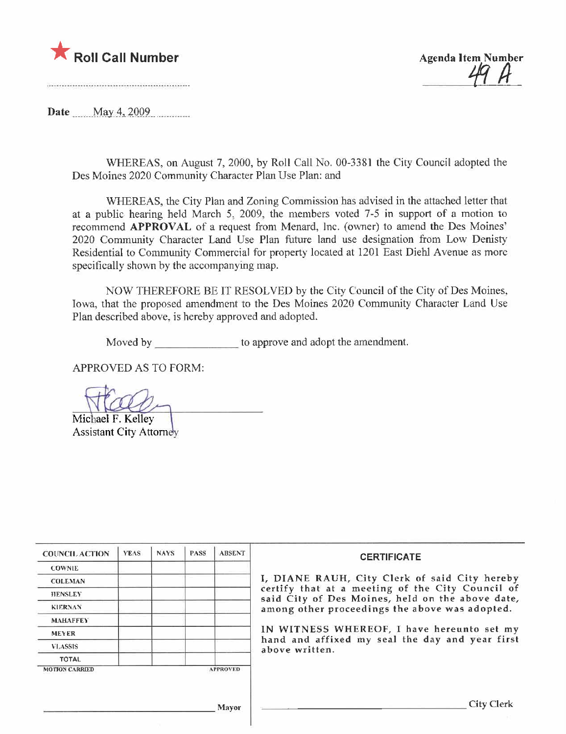★ **Roll Call Number**

**Agenda Item Number**
49 A

**Date** May 4, 2009

WHEREAS, on August 7, 2000, by Roll Call No. 00-3381 the City Council adopted the Des Moines 2020 Community Character Plan Use Plan: and

WHEREAS, the City Plan and Zoning Commission has advised in the attached letter that at a public hearing held March 5, 2009, the members voted 7-5 in support of a motion to recommend **APPROVAL** of a request from Menard, Inc. (owner) to amend the Des Moines' 2020 Community Character Land Use Plan future land use designation from Low Denisty Residential to Community Commercial for property located at 1201 East Diehl Avenue as more specifically shown by the accompanying map.

NOW THEREFORE BE IT RESOLVED by the City Council of the City of Des Moines, Iowa, that the proposed amendment to the Des Moines 2020 Community Character Land Use Plan described above, is hereby approved and adopted.

Moved by \_\_\_\_\_\_\_\_\_\_\_\_\_\_ to approve and adopt the amendment.

APPROVED AS TO FORM:

Michael F. Kelley
Assistant City Attorney

| COUNCIL ACTION | YEAS | NAYS | PASS | ABSENT |
|---|---|---|---|---|
| COWNIE | | | | |
| COLEMAN | | | | |
| HENSLEY | | | | |
| KIERNAN | | | | |
| MAHAFFEY | | | | |
| MEYER | | | | |
| VLASSIS | | | | |
| TOTAL | | | | |

MOTION CARRIED APPROVED

\_\_\_\_\_\_\_\_\_\_\_\_\_\_\_\_\_\_\_\_ Mayor

**CERTIFICATE**

I, DIANE RAUH, City Clerk of said City hereby certify that at a meeting of the City Council of said City of Des Moines, held on the above date, among other proceedings the above was adopted.

IN WITNESS WHEREOF, I have hereunto set my hand and affixed my seal the day and year first above written.

\_\_\_\_\_\_\_\_\_\_\_\_\_\_\_\_\_\_\_\_ City Clerk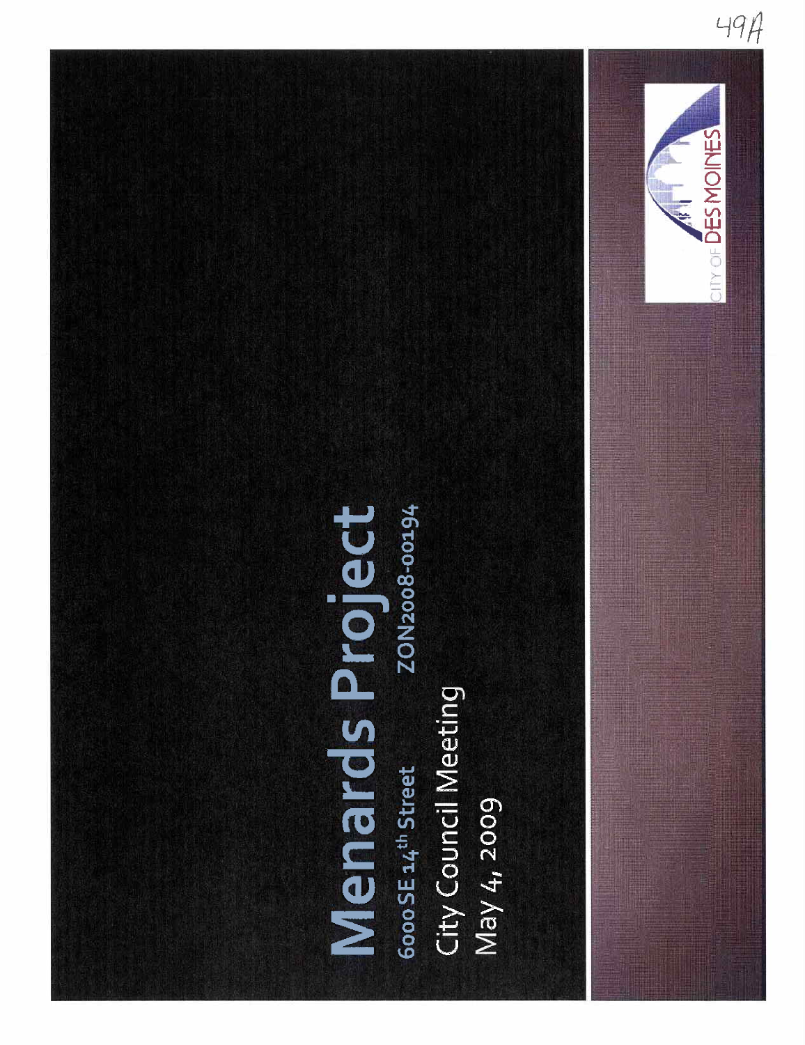49A

# Menards Project

6000 SE 14th Street ZON2008-00194

City Council Meeting

May 4, 2009

CITY OF DES MOINES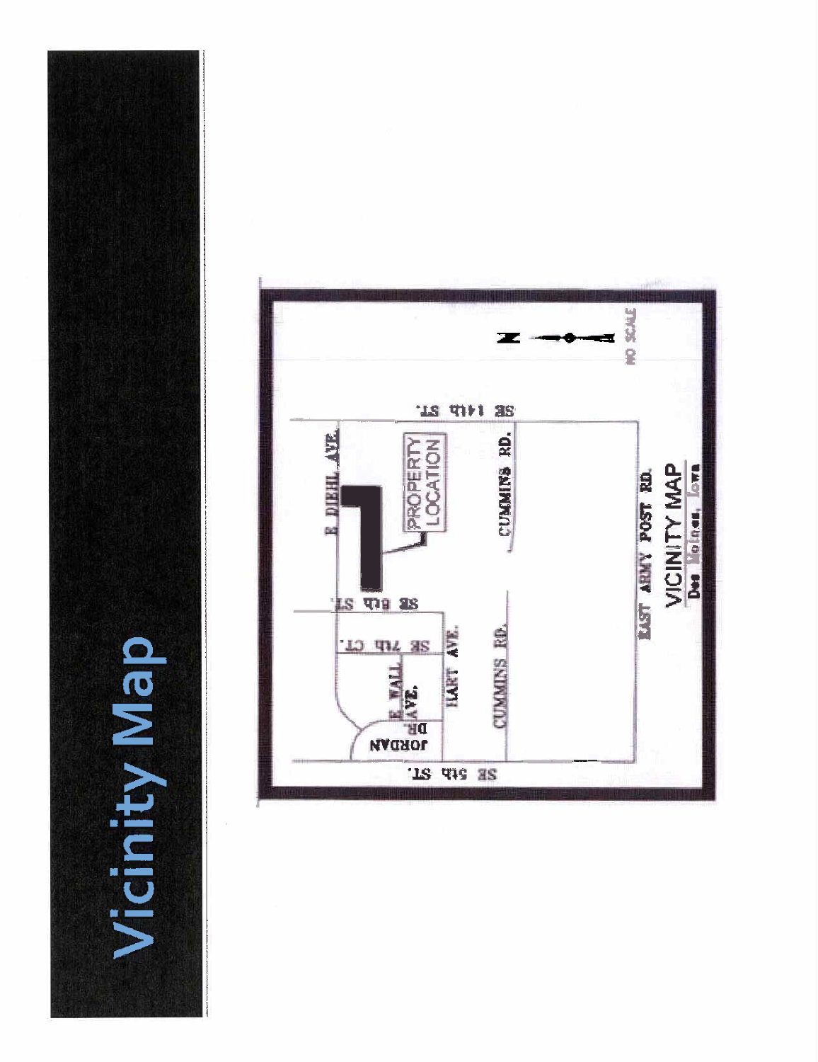# Vicinity Map

E DIEHL AVE.

PROPERTY LOCATION

SE 14th ST.

CUMMINS RD.

SE 8th ST.

SE 7th CT.

E. WALL AVE.

HART AVE.

JORDAN DR.

CUMMINS RD.

SE 5th ST.

EAST ARMY POST RD.

N

NO SCALE

VICINITY MAP

Des Moines, Iowa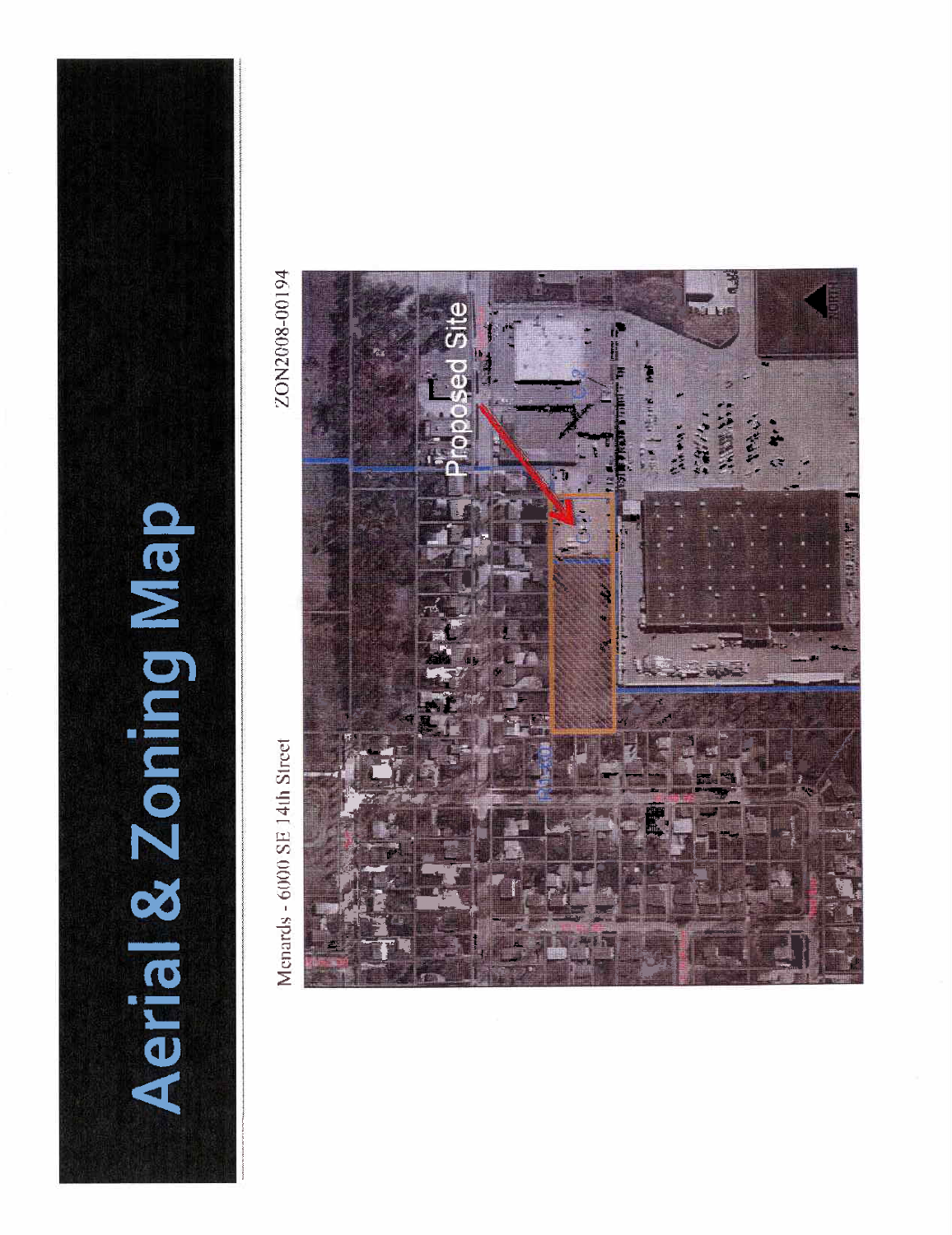# Aerial & Zoning Map

Menards - 6000 SE 14th Street

ZON2008-00194

Proposed Site

C-2

R1-80

North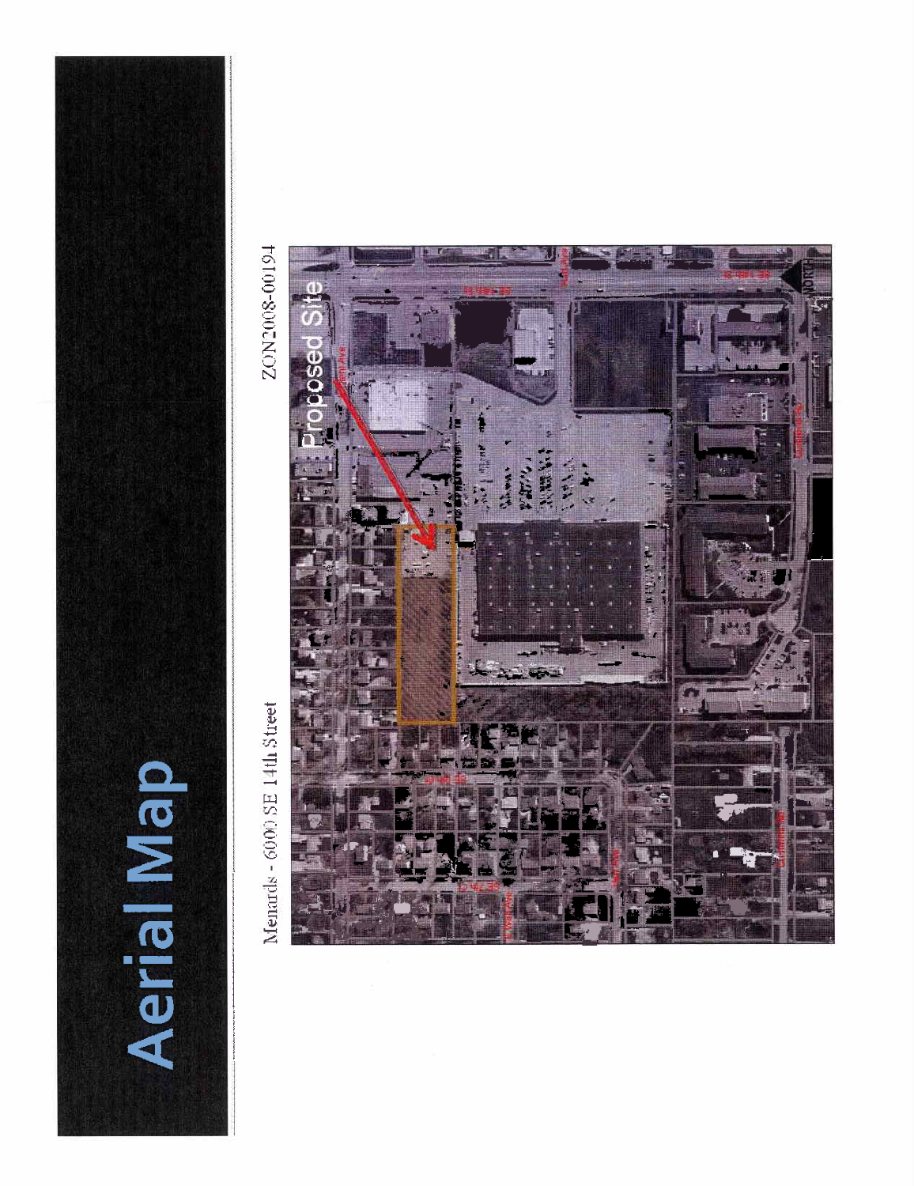# Aerial Map

Menards - 6000 SE 14th Street

ZON2008-00194

Proposed Site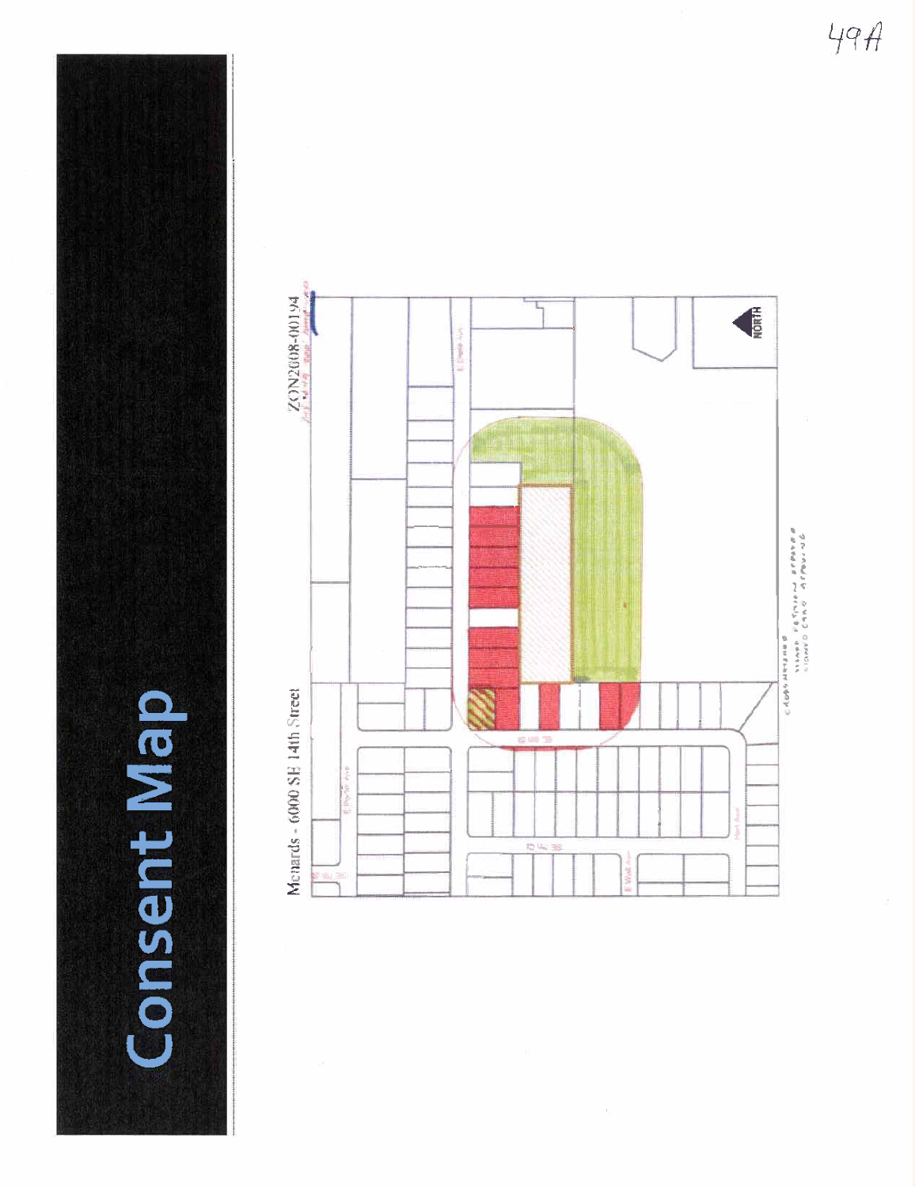# Consent Map

Menards - 6000 SE 14th Street

ZON2008-00194

NORTH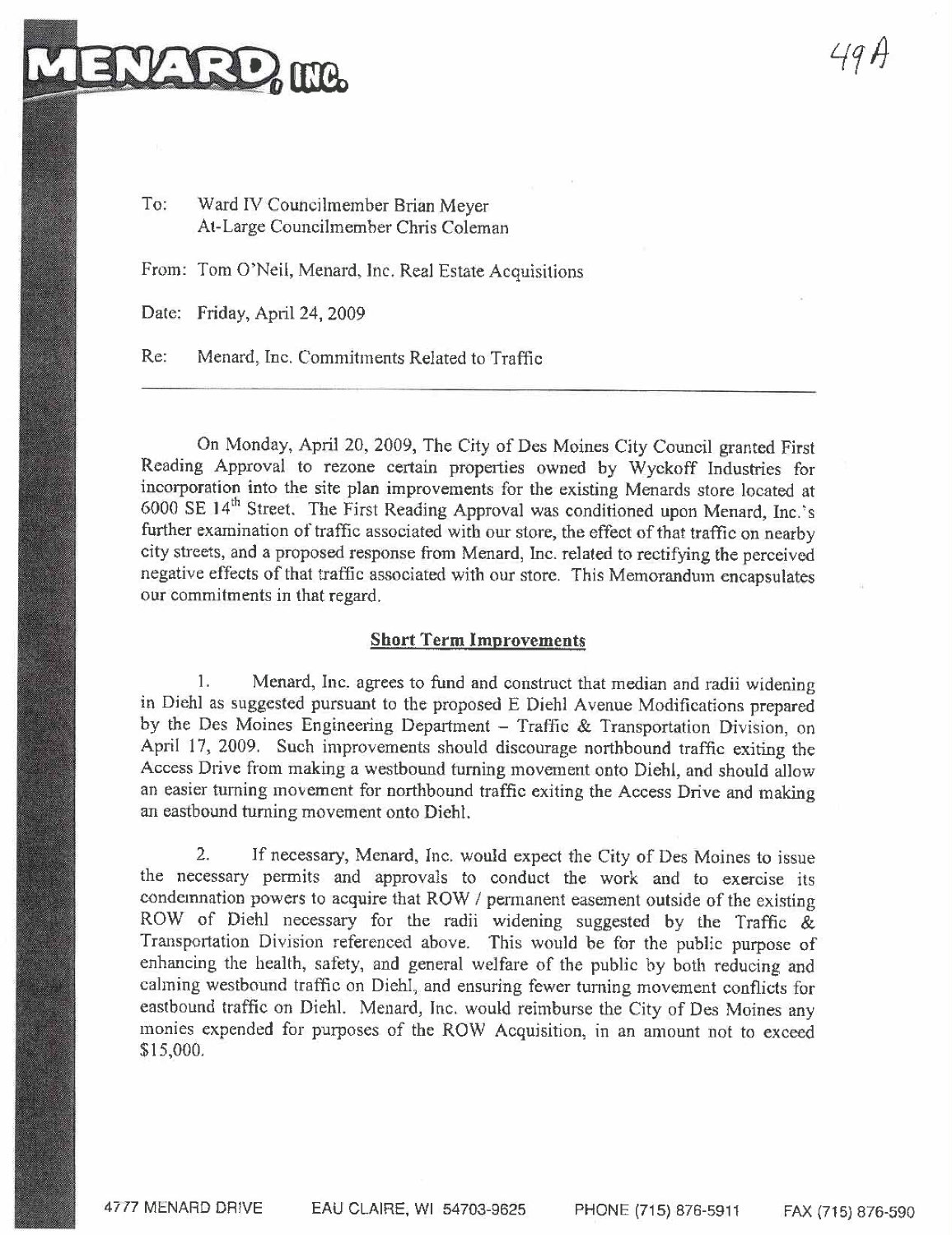# MENARD, INC.

49A

To: Ward IV Councilmember Brian Meyer
At-Large Councilmember Chris Coleman

From: Tom O'Neil, Menard, Inc. Real Estate Acquisitions

Date: Friday, April 24, 2009

Re: Menard, Inc. Commitments Related to Traffic

---

On Monday, April 20, 2009, The City of Des Moines City Council granted First Reading Approval to rezone certain properties owned by Wyckoff Industries for incorporation into the site plan improvements for the existing Menards store located at 6000 SE 14th Street. The First Reading Approval was conditioned upon Menard, Inc.'s further examination of traffic associated with our store, the effect of that traffic on nearby city streets, and a proposed response from Menard, Inc. related to rectifying the perceived negative effects of that traffic associated with our store. This Memorandum encapsulates our commitments in that regard.

## Short Term Improvements

1. Menard, Inc. agrees to fund and construct that median and radii widening in Diehl as suggested pursuant to the proposed E Diehl Avenue Modifications prepared by the Des Moines Engineering Department – Traffic & Transportation Division, on April 17, 2009. Such improvements should discourage northbound traffic exiting the Access Drive from making a westbound turning movement onto Diehl, and should allow an easier turning movement for northbound traffic exiting the Access Drive and making an eastbound turning movement onto Diehl.

2. If necessary, Menard, Inc. would expect the City of Des Moines to issue the necessary permits and approvals to conduct the work and to exercise its condemnation powers to acquire that ROW / permanent easement outside of the existing ROW of Diehl necessary for the radii widening suggested by the Traffic & Transportation Division referenced above. This would be for the public purpose of enhancing the health, safety, and general welfare of the public by both reducing and calming westbound traffic on Diehl, and ensuring fewer turning movement conflicts for eastbound traffic on Diehl. Menard, Inc. would reimburse the City of Des Moines any monies expended for purposes of the ROW Acquisition, in an amount not to exceed \$15,000.

4777 MENARD DRIVE EAU CLAIRE, WI 54703-9625 PHONE (715) 876-5911 FAX (715) 876-590